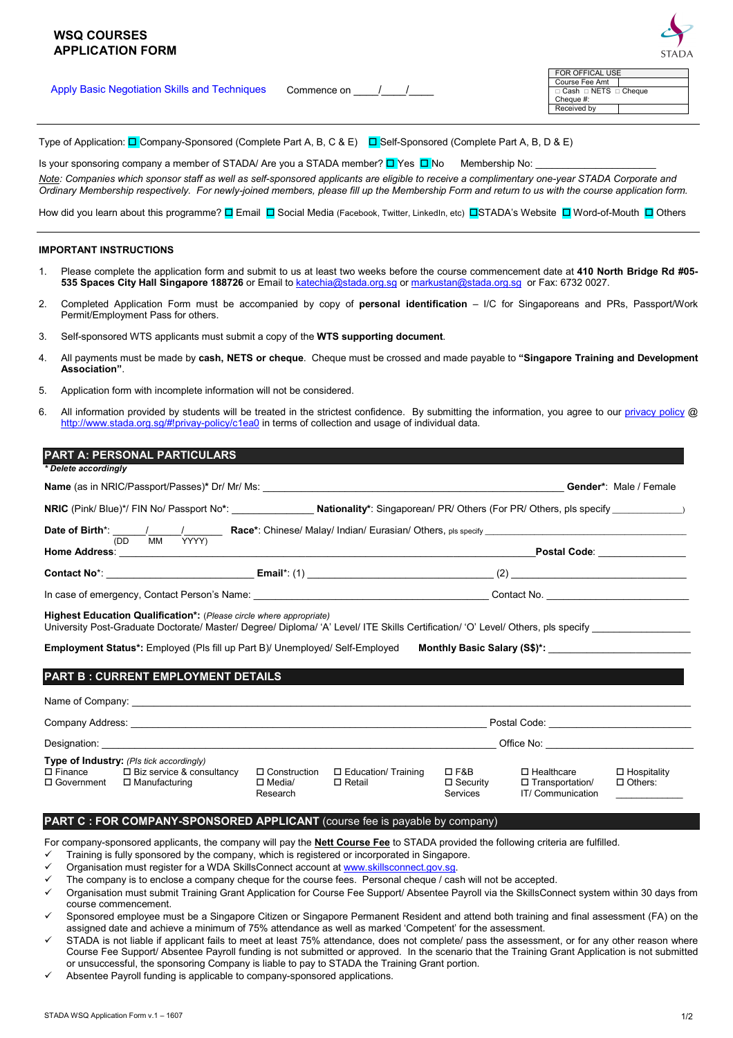# WSQ COURSES
# APPLICATION FORM

STADA

Apply Basic Negotiation Skills and Techniques     Commence on \_\_\_\_/\_\_\_\_/\_\_\_\_

| FOR OFFICAL USE | |
|---|---|
| Course Fee Amt | |
| □ Cash □ NETS □ Cheque | |
| Cheque #: | |
| Received by | |

---

Type of Application: ☐ Company-Sponsored (Complete Part A, B, C & E) ☐ Self-Sponsored (Complete Part A, B, D & E)

Is your sponsoring company a member of STADA/ Are you a STADA member? ☐ Yes ☐ No     Membership No: \_\_\_\_\_\_\_\_\_\_\_\_\_\_\_\_\_\_\_\_

*Note: Companies which sponsor staff as well as self-sponsored applicants are eligible to receive a complimentary one-year STADA Corporate and Ordinary Membership respectively. For newly-joined members, please fill up the Membership Form and return to us with the course application form.*

How did you learn about this programme? ☐ Email ☐ Social Media (Facebook, Twitter, LinkedIn, etc) ☐ STADA's Website ☐ Word-of-Mouth ☐ Others

---

**IMPORTANT INSTRUCTIONS**

1. Please complete the application form and submit to us at least two weeks before the course commencement date at **410 North Bridge Rd #05-535 Spaces City Hall Singapore 188726** or Email to katechia@stada.org.sg or markustan@stada.org.sg or Fax: 6732 0027.
2. Completed Application Form must be accompanied by copy of **personal identification** – I/C for Singaporeans and PRs, Passport/Work Permit/Employment Pass for others.
3. Self-sponsored WTS applicants must submit a copy of the **WTS supporting document**.
4. All payments must be made by **cash, NETS or cheque**. Cheque must be crossed and made payable to **"Singapore Training and Development Association"**.
5. Application form with incomplete information will not be considered.
6. All information provided by students will be treated in the strictest confidence. By submitting the information, you agree to our privacy policy @ http://www.stada.org.sg/#!privay-policy/c1ea0 in terms of collection and usage of individual data.

## PART A: PERSONAL PARTICULARS

*\* Delete accordingly*

**Name** (as in NRIC/Passport/Passes)\* Dr/ Mr/ Ms: \_\_\_\_\_\_\_\_\_\_\_\_\_\_\_\_\_\_\_\_\_\_\_\_\_\_\_\_\_\_\_\_\_\_\_\_ **Gender\***: Male / Female

**NRIC** (Pink/ Blue)\*/ FIN No/ Passport No\*: \_\_\_\_\_\_\_\_\_\_\_\_\_\_ **Nationality\***: Singaporean/ PR/ Others (For PR/ Others, pls specify \_\_\_\_\_\_\_\_\_\_\_\_)

**Date of Birth\***: \_\_\_\_/\_\_\_\_/\_\_\_\_\_\_ (DD MM YYYY) **Race\***: Chinese/ Malay/ Indian/ Eurasian/ Others, pls specify \_\_\_\_\_\_\_\_\_\_\_\_\_\_\_\_\_\_\_\_

**Home Address**: \_\_\_\_\_\_\_\_\_\_\_\_\_\_\_\_\_\_\_\_\_\_\_\_\_\_\_\_\_\_\_\_\_\_\_\_\_\_\_\_\_\_\_\_ **Postal Code**: \_\_\_\_\_\_\_\_\_\_\_\_\_\_

**Contact No\***: \_\_\_\_\_\_\_\_\_\_\_\_\_\_\_\_\_\_\_\_ **Email\***: (1) \_\_\_\_\_\_\_\_\_\_\_\_\_\_\_\_\_\_\_\_\_\_\_\_ (2) \_\_\_\_\_\_\_\_\_\_\_\_\_\_\_\_\_\_\_\_\_\_\_\_

In case of emergency, Contact Person's Name: \_\_\_\_\_\_\_\_\_\_\_\_\_\_\_\_\_\_\_\_\_\_\_\_\_\_\_\_\_\_ Contact No. \_\_\_\_\_\_\_\_\_\_\_\_\_\_\_\_\_\_\_\_

**Highest Education Qualification\***: *(Please circle where appropriate)*
University Post-Graduate Doctorate/ Master/ Degree/ Diploma/ 'A' Level/ ITE Skills Certification/ 'O' Level/ Others, pls specify \_\_\_\_\_\_\_\_\_\_\_\_\_\_\_\_

**Employment Status\***: Employed (Pls fill up Part B)/ Unemployed/ Self-Employed     **Monthly Basic Salary (S$)\***: \_\_\_\_\_\_\_\_\_\_\_\_\_\_\_\_\_\_\_\_

## PART B : CURRENT EMPLOYMENT DETAILS

Name of Company: \_\_\_\_\_\_\_\_\_\_\_\_\_\_\_\_\_\_\_\_\_\_\_\_\_\_\_\_\_\_\_\_\_\_\_\_\_\_\_\_\_\_\_\_\_\_\_\_\_\_\_\_\_\_\_\_

Company Address: \_\_\_\_\_\_\_\_\_\_\_\_\_\_\_\_\_\_\_\_\_\_\_\_\_\_\_\_\_\_\_\_\_\_\_\_\_\_\_\_\_\_\_\_ Postal Code: \_\_\_\_\_\_\_\_\_\_\_\_\_\_\_\_\_\_\_\_

Designation: \_\_\_\_\_\_\_\_\_\_\_\_\_\_\_\_\_\_\_\_\_\_\_\_\_\_\_\_\_\_\_\_\_\_\_\_\_\_\_\_\_\_\_\_\_\_\_\_ Office No: \_\_\_\_\_\_\_\_\_\_\_\_\_\_\_\_\_\_\_\_

**Type of Industry:** *(Pls tick accordingly)*

| | | | | | | |
|---|---|---|---|---|---|---|
| ☐ Finance | ☐ Biz service & consultancy | ☐ Construction | ☐ Education/ Training | ☐ F&B | ☐ Healthcare | ☐ Hospitality |
| ☐ Government | ☐ Manufacturing | ☐ Media/ Research | ☐ Retail | ☐ Security Services | ☐ Transportation/ IT/ Communication | ☐ Others: \_\_\_\_\_\_\_\_ |

## PART C : FOR COMPANY-SPONSORED APPLICANT (course fee is payable by company)

For company-sponsored applicants, the company will pay the **Nett Course Fee** to STADA provided the following criteria are fulfilled.

- ✓ Training is fully sponsored by the company, which is registered or incorporated in Singapore.
- ✓ Organisation must register for a WDA SkillsConnect account at www.skillsconnect.gov.sg.
- ✓ The company is to enclose a company cheque for the course fees. Personal cheque / cash will not be accepted.
- ✓ Organisation must submit Training Grant Application for Course Fee Support/ Absentee Payroll via the SkillsConnect system within 30 days from course commencement.
- ✓ Sponsored employee must be a Singapore Citizen or Singapore Permanent Resident and attend both training and final assessment (FA) on the assigned date and achieve a minimum of 75% attendance as well as marked 'Competent' for the assessment.
- ✓ STADA is not liable if applicant fails to meet at least 75% attendance, does not complete/ pass the assessment, or for any other reason where Course Fee Support/ Absentee Payroll funding is not submitted or approved. In the scenario that the Training Grant Application is not submitted or unsuccessful, the sponsoring Company is liable to pay to STADA the Training Grant portion.
- ✓ Absentee Payroll funding is applicable to company-sponsored applications.

STADA WSQ Application Form v.1 – 1607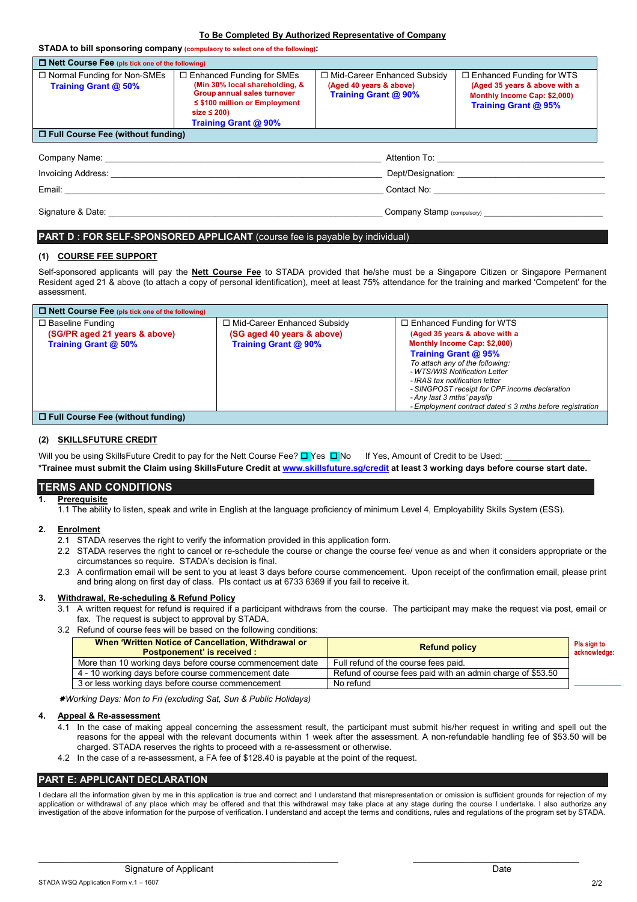**To Be Completed By Authorized Representative of Company**

**STADA to bill sponsoring company** (compulsory to select one of the following)**:**

| ☐ **Nett Course Fee** (pls tick one of the following) | | | |
|---|---|---|---|
| ☐ Normal Funding for Non-SMEs **Training Grant @ 50%** | ☐ Enhanced Funding for SMEs **(Min 30% local shareholding, & Group annual sales turnover ≤ \$100 million or Employment size ≤ 200)** **Training Grant @ 90%** | ☐ Mid-Career Enhanced Subsidy **(Aged 40 years & above)** **Training Grant @ 90%** | ☐ Enhanced Funding for WTS **(Aged 35 years & above with a Monthly Income Cap: \$2,000)** **Training Grant @ 95%** |
| ☐ **Full Course Fee (without funding)** | | | |

Company Name: ______________________ Attention To: ______________________

Invoicing Address: ______________________ Dept/Designation: ______________________

Email: ______________________ Contact No: ______________________

Signature & Date: ______________________ Company Stamp (compulsory) ______________________

## PART D : FOR SELF-SPONSORED APPLICANT (course fee is payable by individual)

### (1) COURSE FEE SUPPORT

Self-sponsored applicants will pay the **Nett Course Fee** to STADA provided that he/she must be a Singapore Citizen or Singapore Permanent Resident aged 21 & above (to attach a copy of personal identification), meet at least 75% attendance for the training and marked 'Competent' for the assessment.

| ☐ **Nett Course Fee** (pls tick one of the following) | | |
|---|---|---|
| ☐ Baseline Funding **(SG/PR aged 21 years & above)** **Training Grant @ 50%** | ☐ Mid-Career Enhanced Subsidy **(SG aged 40 years & above)** **Training Grant @ 90%** | ☐ Enhanced Funding for WTS **(Aged 35 years & above with a Monthly Income Cap: \$2,000)** **Training Grant @ 95%** *To attach any of the following: - WTS/WIS Notification Letter - IRAS tax notification letter - SINGPOST receipt for CPF income declaration - Any last 3 mths' payslip - Employment contract dated ≤ 3 mths before registration* |
| ☐ **Full Course Fee (without funding)** | | |

### (2) SKILLSFUTURE CREDIT

Will you be using SkillsFuture Credit to pay for the Nett Course Fee? ☐ Yes ☐ No     If Yes, Amount of Credit to be Used: ________________

**\*Trainee must submit the Claim using SkillsFuture Credit at www.skillsfuture.sg/credit at least 3 working days before course start date.**

## TERMS AND CONDITIONS

**1. Prerequisite**

1.1 The ability to listen, speak and write in English at the language proficiency of minimum Level 4, Employability Skills System (ESS).

**2. Enrolment**

2.1 STADA reserves the right to verify the information provided in this application form.

2.2 STADA reserves the right to cancel or re-schedule the course or change the course fee/ venue as and when it considers appropriate or the circumstances so require. STADA's decision is final.

2.3 A confirmation email will be sent to you at least 3 days before course commencement. Upon receipt of the confirmation email, please print and bring along on first day of class. Pls contact us at 6733 6369 if you fail to receive it.

**3. Withdrawal, Re-scheduling & Refund Policy**

3.1 A written request for refund is required if a participant withdraws from the course. The participant may make the request via post, email or fax. The request is subject to approval by STADA.

3.2 Refund of course fees will be based on the following conditions:

| When 'Written Notice of Cancellation, Withdrawal or Postponement' is received : | Refund policy | Pls sign to acknowledge: |
|---|---|---|
| More than 10 working days before course commencement date | Full refund of the course fees paid. | |
| 4 - 10 working days before course commencement date | Refund of course fees paid with an admin charge of \$53.50 | |
| 3 or less working days before course commencement | No refund | ___________ |

*✱Working Days: Mon to Fri (excluding Sat, Sun & Public Holidays)*

**4. Appeal & Re-assessment**

4.1 In the case of making appeal concerning the assessment result, the participant must submit his/her request in writing and spell out the reasons for the appeal with the relevant documents within 1 week after the assessment. A non-refundable handling fee of \$53.50 will be charged. STADA reserves the rights to proceed with a re-assessment or otherwise.

4.2 In the case of a re-assessment, a FA fee of \$128.40 is payable at the point of the request.

## PART E: APPLICANT DECLARATION

I declare all the information given by me in this application is true and correct and I understand that misrepresentation or omission is sufficient grounds for rejection of my application or withdrawal of any place which may be offered and that this withdrawal may take place at any stage during the course I undertake. I also authorize any investigation of the above information for the purpose of verification. I understand and accept the terms and conditions, rules and regulations of the program set by STADA.

______________________ Signature of Applicant          ______________________ Date

STADA WSQ Application Form v.1 – 1607